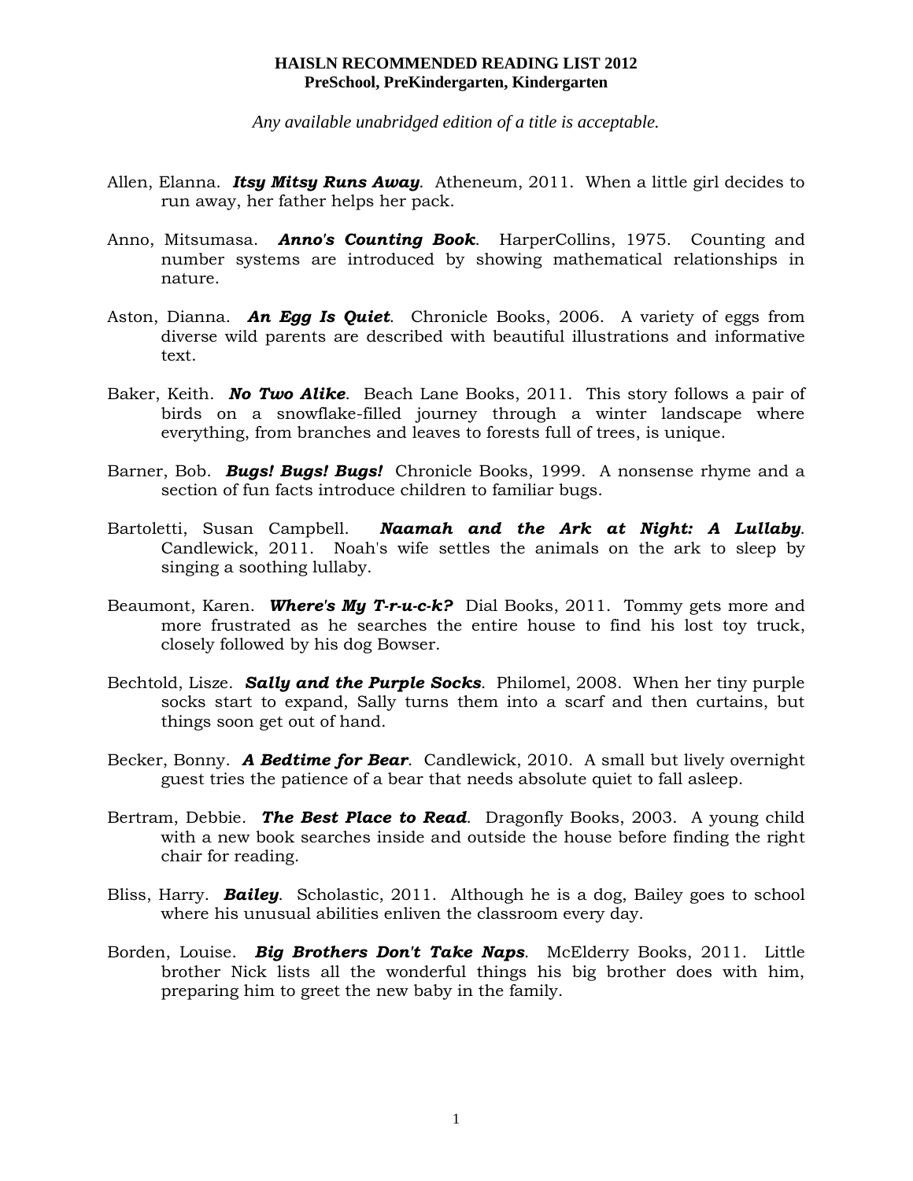**HAISLN RECOMMENDED READING LIST 2012**
**PreSchool, PreKindergarten, Kindergarten**

*Any available unabridged edition of a title is acceptable.*

Allen, Elanna. ***Itsy Mitsy Runs Away***. Atheneum, 2011. When a little girl decides to run away, her father helps her pack.

Anno, Mitsumasa. ***Anno's Counting Book***. HarperCollins, 1975. Counting and number systems are introduced by showing mathematical relationships in nature.

Aston, Dianna. ***An Egg Is Quiet***. Chronicle Books, 2006. A variety of eggs from diverse wild parents are described with beautiful illustrations and informative text.

Baker, Keith. ***No Two Alike***. Beach Lane Books, 2011. This story follows a pair of birds on a snowflake-filled journey through a winter landscape where everything, from branches and leaves to forests full of trees, is unique.

Barner, Bob. ***Bugs! Bugs! Bugs!*** Chronicle Books, 1999. A nonsense rhyme and a section of fun facts introduce children to familiar bugs.

Bartoletti, Susan Campbell. ***Naamah and the Ark at Night: A Lullaby***. Candlewick, 2011. Noah's wife settles the animals on the ark to sleep by singing a soothing lullaby.

Beaumont, Karen. ***Where's My T-r-u-c-k?*** Dial Books, 2011. Tommy gets more and more frustrated as he searches the entire house to find his lost toy truck, closely followed by his dog Bowser.

Bechtold, Lisze. ***Sally and the Purple Socks***. Philomel, 2008. When her tiny purple socks start to expand, Sally turns them into a scarf and then curtains, but things soon get out of hand.

Becker, Bonny. ***A Bedtime for Bear***. Candlewick, 2010. A small but lively overnight guest tries the patience of a bear that needs absolute quiet to fall asleep.

Bertram, Debbie. ***The Best Place to Read***. Dragonfly Books, 2003. A young child with a new book searches inside and outside the house before finding the right chair for reading.

Bliss, Harry. ***Bailey***. Scholastic, 2011. Although he is a dog, Bailey goes to school where his unusual abilities enliven the classroom every day.

Borden, Louise. ***Big Brothers Don't Take Naps***. McElderry Books, 2011. Little brother Nick lists all the wonderful things his big brother does with him, preparing him to greet the new baby in the family.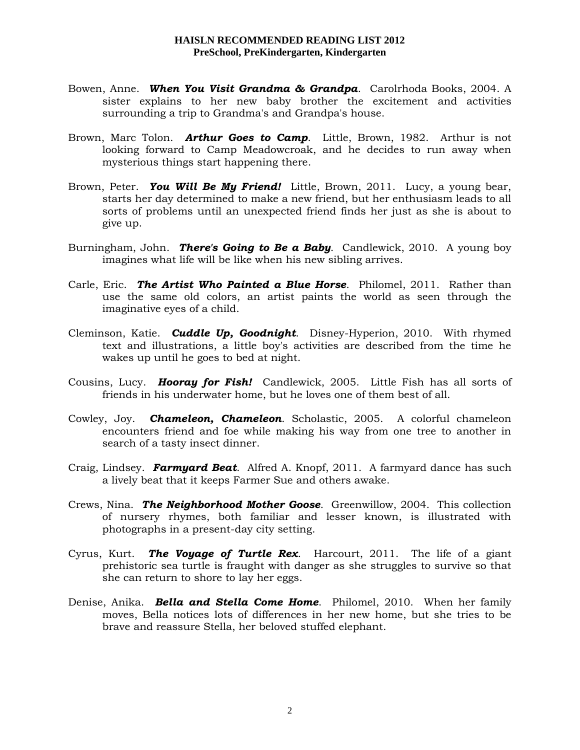**HAISLN RECOMMENDED READING LIST 2012**
**PreSchool, PreKindergarten, Kindergarten**

Bowen, Anne. ***When You Visit Grandma & Grandpa***. Carolrhoda Books, 2004. A sister explains to her new baby brother the excitement and activities surrounding a trip to Grandma's and Grandpa's house.

Brown, Marc Tolon. ***Arthur Goes to Camp***. Little, Brown, 1982. Arthur is not looking forward to Camp Meadowcroak, and he decides to run away when mysterious things start happening there.

Brown, Peter. ***You Will Be My Friend!*** Little, Brown, 2011. Lucy, a young bear, starts her day determined to make a new friend, but her enthusiasm leads to all sorts of problems until an unexpected friend finds her just as she is about to give up.

Burningham, John. ***There's Going to Be a Baby***. Candlewick, 2010. A young boy imagines what life will be like when his new sibling arrives.

Carle, Eric. ***The Artist Who Painted a Blue Horse***. Philomel, 2011. Rather than use the same old colors, an artist paints the world as seen through the imaginative eyes of a child.

Cleminson, Katie. ***Cuddle Up, Goodnight***. Disney-Hyperion, 2010. With rhymed text and illustrations, a little boy's activities are described from the time he wakes up until he goes to bed at night.

Cousins, Lucy. ***Hooray for Fish!*** Candlewick, 2005. Little Fish has all sorts of friends in his underwater home, but he loves one of them best of all.

Cowley, Joy. ***Chameleon, Chameleon***. Scholastic, 2005. A colorful chameleon encounters friend and foe while making his way from one tree to another in search of a tasty insect dinner.

Craig, Lindsey. ***Farmyard Beat***. Alfred A. Knopf, 2011. A farmyard dance has such a lively beat that it keeps Farmer Sue and others awake.

Crews, Nina. ***The Neighborhood Mother Goose***. Greenwillow, 2004. This collection of nursery rhymes, both familiar and lesser known, is illustrated with photographs in a present-day city setting.

Cyrus, Kurt. ***The Voyage of Turtle Rex***. Harcourt, 2011. The life of a giant prehistoric sea turtle is fraught with danger as she struggles to survive so that she can return to shore to lay her eggs.

Denise, Anika. ***Bella and Stella Come Home***. Philomel, 2010. When her family moves, Bella notices lots of differences in her new home, but she tries to be brave and reassure Stella, her beloved stuffed elephant.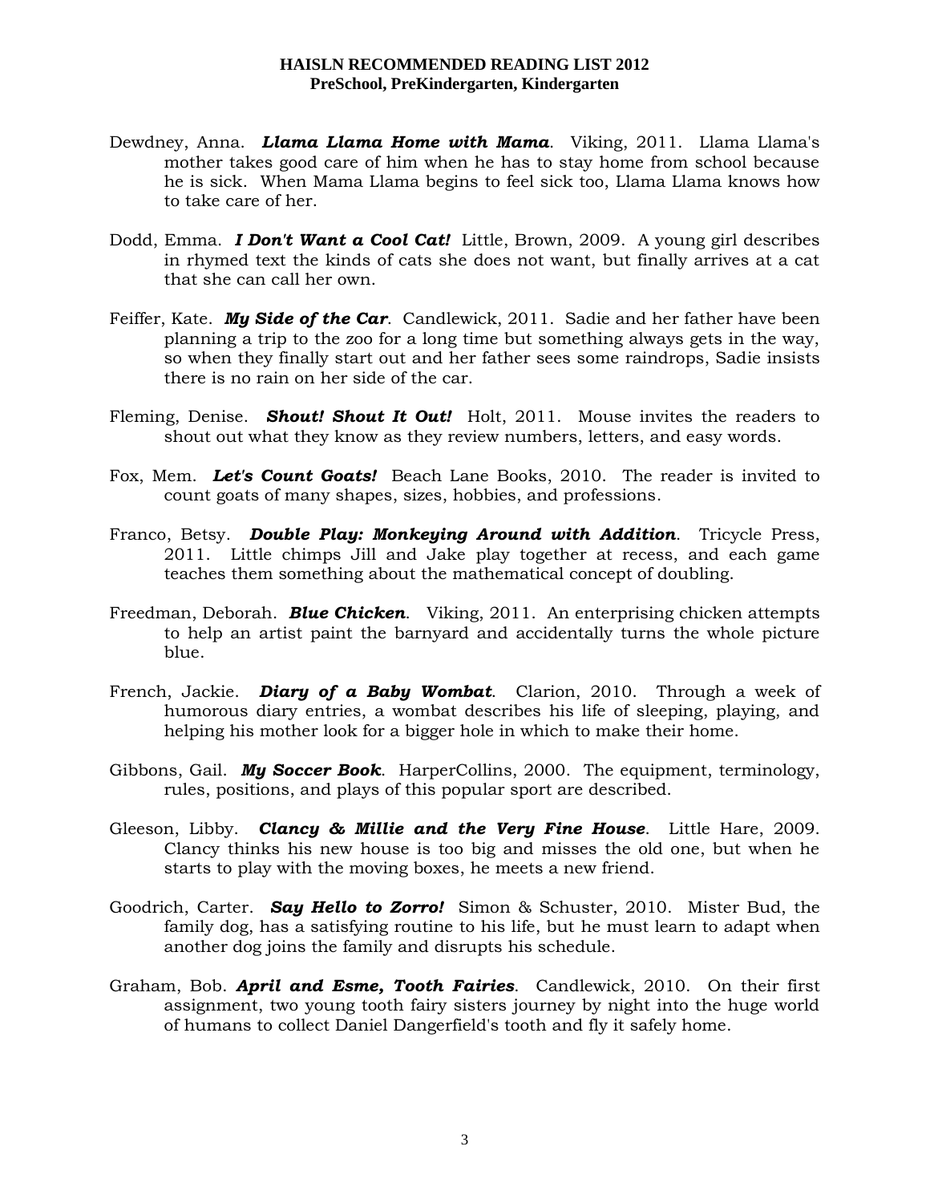**HAISLN RECOMMENDED READING LIST 2012**
**PreSchool, PreKindergarten, Kindergarten**

Dewdney, Anna. ***Llama Llama Home with Mama***. Viking, 2011. Llama Llama's mother takes good care of him when he has to stay home from school because he is sick. When Mama Llama begins to feel sick too, Llama Llama knows how to take care of her.

Dodd, Emma. ***I Don't Want a Cool Cat!*** Little, Brown, 2009. A young girl describes in rhymed text the kinds of cats she does not want, but finally arrives at a cat that she can call her own.

Feiffer, Kate. ***My Side of the Car***. Candlewick, 2011. Sadie and her father have been planning a trip to the zoo for a long time but something always gets in the way, so when they finally start out and her father sees some raindrops, Sadie insists there is no rain on her side of the car.

Fleming, Denise. ***Shout! Shout It Out!*** Holt, 2011. Mouse invites the readers to shout out what they know as they review numbers, letters, and easy words.

Fox, Mem. ***Let's Count Goats!*** Beach Lane Books, 2010. The reader is invited to count goats of many shapes, sizes, hobbies, and professions.

Franco, Betsy. ***Double Play: Monkeying Around with Addition***. Tricycle Press, 2011. Little chimps Jill and Jake play together at recess, and each game teaches them something about the mathematical concept of doubling.

Freedman, Deborah. ***Blue Chicken***. Viking, 2011. An enterprising chicken attempts to help an artist paint the barnyard and accidentally turns the whole picture blue.

French, Jackie. ***Diary of a Baby Wombat***. Clarion, 2010. Through a week of humorous diary entries, a wombat describes his life of sleeping, playing, and helping his mother look for a bigger hole in which to make their home.

Gibbons, Gail. ***My Soccer Book***. HarperCollins, 2000. The equipment, terminology, rules, positions, and plays of this popular sport are described.

Gleeson, Libby. ***Clancy & Millie and the Very Fine House***. Little Hare, 2009. Clancy thinks his new house is too big and misses the old one, but when he starts to play with the moving boxes, he meets a new friend.

Goodrich, Carter. ***Say Hello to Zorro!*** Simon & Schuster, 2010. Mister Bud, the family dog, has a satisfying routine to his life, but he must learn to adapt when another dog joins the family and disrupts his schedule.

Graham, Bob. ***April and Esme, Tooth Fairies***. Candlewick, 2010. On their first assignment, two young tooth fairy sisters journey by night into the huge world of humans to collect Daniel Dangerfield's tooth and fly it safely home.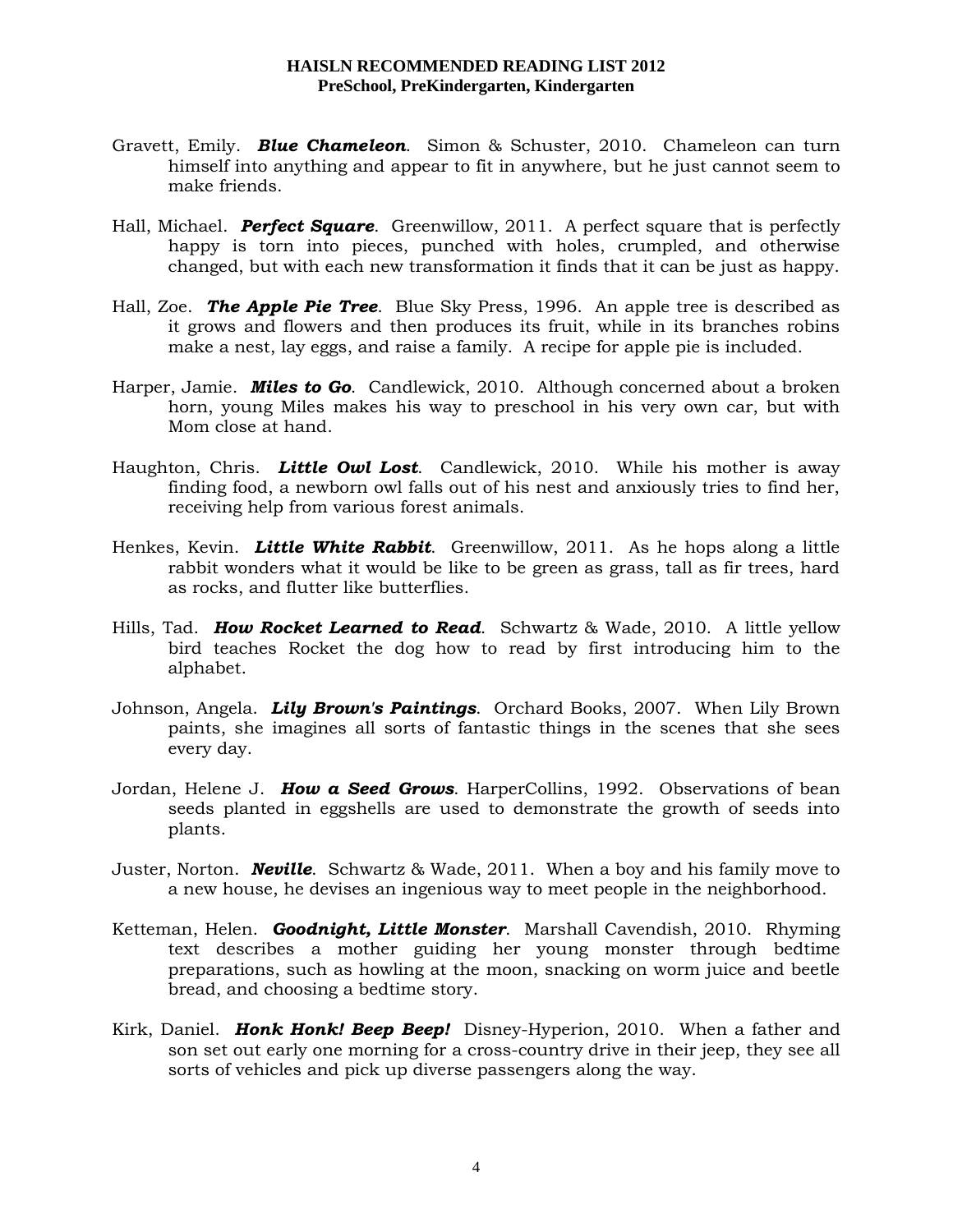**HAISLN RECOMMENDED READING LIST 2012**
**PreSchool, PreKindergarten, Kindergarten**

Gravett, Emily. ***Blue Chameleon***. Simon & Schuster, 2010. Chameleon can turn himself into anything and appear to fit in anywhere, but he just cannot seem to make friends.

Hall, Michael. ***Perfect Square***. Greenwillow, 2011. A perfect square that is perfectly happy is torn into pieces, punched with holes, crumpled, and otherwise changed, but with each new transformation it finds that it can be just as happy.

Hall, Zoe. ***The Apple Pie Tree***. Blue Sky Press, 1996. An apple tree is described as it grows and flowers and then produces its fruit, while in its branches robins make a nest, lay eggs, and raise a family. A recipe for apple pie is included.

Harper, Jamie. ***Miles to Go***. Candlewick, 2010. Although concerned about a broken horn, young Miles makes his way to preschool in his very own car, but with Mom close at hand.

Haughton, Chris. ***Little Owl Lost***. Candlewick, 2010. While his mother is away finding food, a newborn owl falls out of his nest and anxiously tries to find her, receiving help from various forest animals.

Henkes, Kevin. ***Little White Rabbit***. Greenwillow, 2011. As he hops along a little rabbit wonders what it would be like to be green as grass, tall as fir trees, hard as rocks, and flutter like butterflies.

Hills, Tad. ***How Rocket Learned to Read***. Schwartz & Wade, 2010. A little yellow bird teaches Rocket the dog how to read by first introducing him to the alphabet.

Johnson, Angela. ***Lily Brown's Paintings***. Orchard Books, 2007. When Lily Brown paints, she imagines all sorts of fantastic things in the scenes that she sees every day.

Jordan, Helene J. ***How a Seed Grows***. HarperCollins, 1992. Observations of bean seeds planted in eggshells are used to demonstrate the growth of seeds into plants.

Juster, Norton. ***Neville***. Schwartz & Wade, 2011. When a boy and his family move to a new house, he devises an ingenious way to meet people in the neighborhood.

Ketteman, Helen. ***Goodnight, Little Monster***. Marshall Cavendish, 2010. Rhyming text describes a mother guiding her young monster through bedtime preparations, such as howling at the moon, snacking on worm juice and beetle bread, and choosing a bedtime story.

Kirk, Daniel. ***Honk Honk! Beep Beep!*** Disney-Hyperion, 2010. When a father and son set out early one morning for a cross-country drive in their jeep, they see all sorts of vehicles and pick up diverse passengers along the way.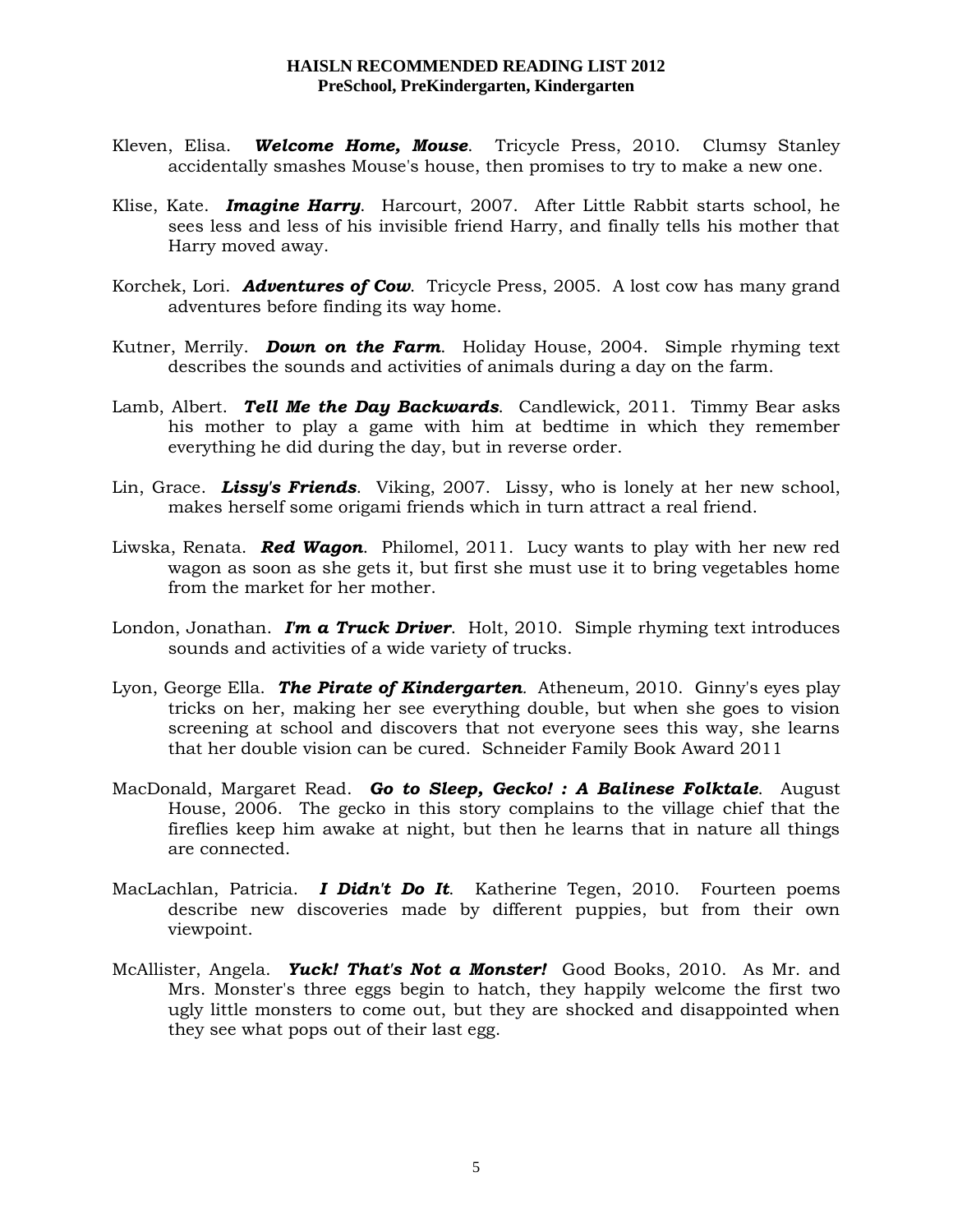Kleven, Elisa. ***Welcome Home, Mouse***. Tricycle Press, 2010. Clumsy Stanley accidentally smashes Mouse's house, then promises to try to make a new one.

Klise, Kate. ***Imagine Harry***. Harcourt, 2007. After Little Rabbit starts school, he sees less and less of his invisible friend Harry, and finally tells his mother that Harry moved away.

Korchek, Lori. ***Adventures of Cow***. Tricycle Press, 2005. A lost cow has many grand adventures before finding its way home.

Kutner, Merrily. ***Down on the Farm***. Holiday House, 2004. Simple rhyming text describes the sounds and activities of animals during a day on the farm.

Lamb, Albert. ***Tell Me the Day Backwards***. Candlewick, 2011. Timmy Bear asks his mother to play a game with him at bedtime in which they remember everything he did during the day, but in reverse order.

Lin, Grace. ***Lissy's Friends***. Viking, 2007. Lissy, who is lonely at her new school, makes herself some origami friends which in turn attract a real friend.

Liwska, Renata. ***Red Wagon***. Philomel, 2011. Lucy wants to play with her new red wagon as soon as she gets it, but first she must use it to bring vegetables home from the market for her mother.

London, Jonathan. ***I'm a Truck Driver***. Holt, 2010. Simple rhyming text introduces sounds and activities of a wide variety of trucks.

Lyon, George Ella. ***The Pirate of Kindergarten***. Atheneum, 2010. Ginny's eyes play tricks on her, making her see everything double, but when she goes to vision screening at school and discovers that not everyone sees this way, she learns that her double vision can be cured. Schneider Family Book Award 2011

MacDonald, Margaret Read. ***Go to Sleep, Gecko! : A Balinese Folktale***. August House, 2006. The gecko in this story complains to the village chief that the fireflies keep him awake at night, but then he learns that in nature all things are connected.

MacLachlan, Patricia. ***I Didn't Do It***. Katherine Tegen, 2010. Fourteen poems describe new discoveries made by different puppies, but from their own viewpoint.

McAllister, Angela. ***Yuck! That's Not a Monster!*** Good Books, 2010. As Mr. and Mrs. Monster's three eggs begin to hatch, they happily welcome the first two ugly little monsters to come out, but they are shocked and disappointed when they see what pops out of their last egg.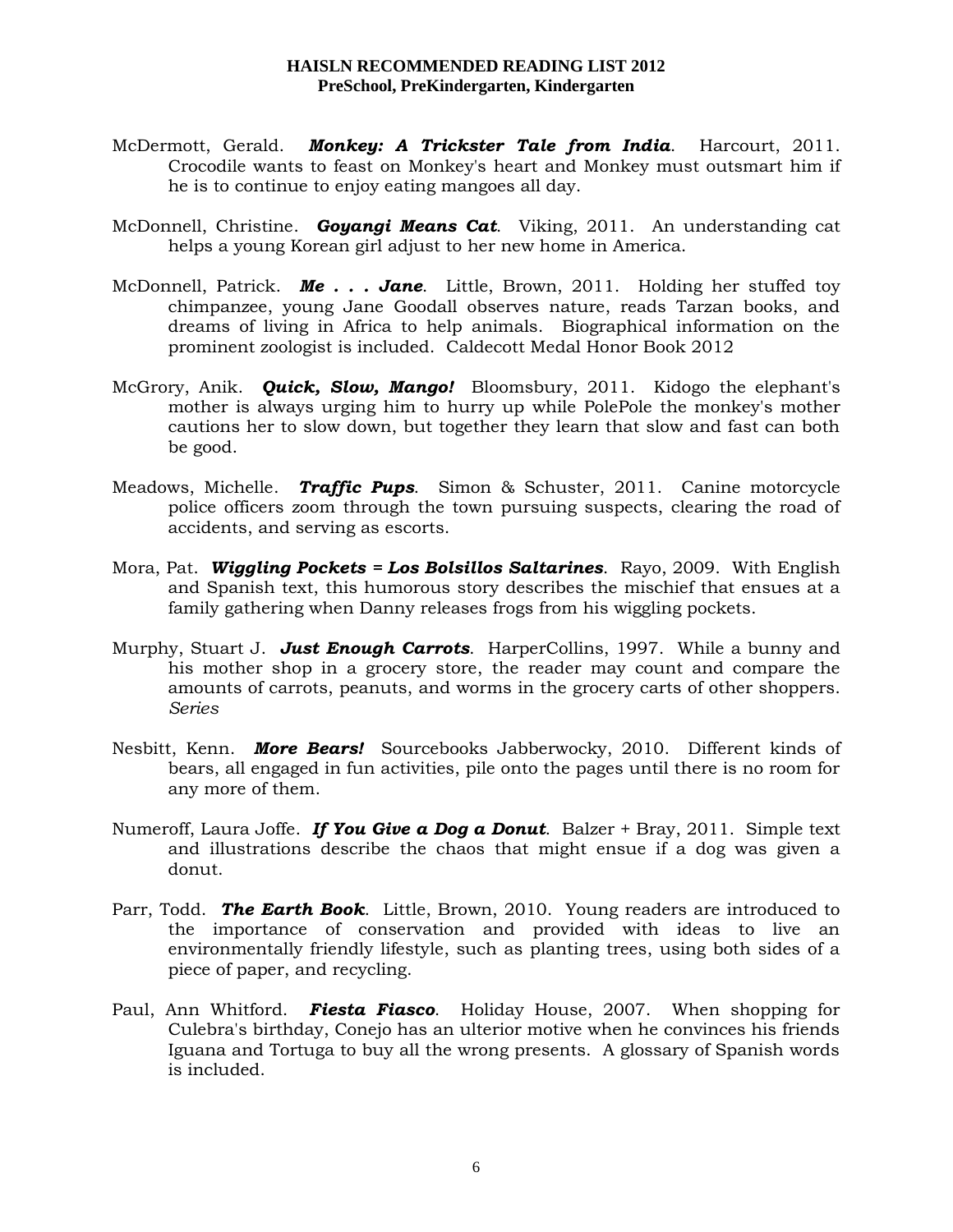**HAISLN RECOMMENDED READING LIST 2012**
**PreSchool, PreKindergarten, Kindergarten**

McDermott, Gerald. ***Monkey: A Trickster Tale from India***. Harcourt, 2011. Crocodile wants to feast on Monkey's heart and Monkey must outsmart him if he is to continue to enjoy eating mangoes all day.

McDonnell, Christine. ***Goyangi Means Cat***. Viking, 2011. An understanding cat helps a young Korean girl adjust to her new home in America.

McDonnell, Patrick. ***Me . . . Jane***. Little, Brown, 2011. Holding her stuffed toy chimpanzee, young Jane Goodall observes nature, reads Tarzan books, and dreams of living in Africa to help animals. Biographical information on the prominent zoologist is included. Caldecott Medal Honor Book 2012

McGrory, Anik. ***Quick, Slow, Mango!*** Bloomsbury, 2011. Kidogo the elephant's mother is always urging him to hurry up while PolePole the monkey's mother cautions her to slow down, but together they learn that slow and fast can both be good.

Meadows, Michelle. ***Traffic Pups***. Simon & Schuster, 2011. Canine motorcycle police officers zoom through the town pursuing suspects, clearing the road of accidents, and serving as escorts.

Mora, Pat. ***Wiggling Pockets = Los Bolsillos Saltarines***. Rayo, 2009. With English and Spanish text, this humorous story describes the mischief that ensues at a family gathering when Danny releases frogs from his wiggling pockets.

Murphy, Stuart J. ***Just Enough Carrots***. HarperCollins, 1997. While a bunny and his mother shop in a grocery store, the reader may count and compare the amounts of carrots, peanuts, and worms in the grocery carts of other shoppers. *Series*

Nesbitt, Kenn. ***More Bears!*** Sourcebooks Jabberwocky, 2010. Different kinds of bears, all engaged in fun activities, pile onto the pages until there is no room for any more of them.

Numeroff, Laura Joffe. ***If You Give a Dog a Donut***. Balzer + Bray, 2011. Simple text and illustrations describe the chaos that might ensue if a dog was given a donut.

Parr, Todd. ***The Earth Book***. Little, Brown, 2010. Young readers are introduced to the importance of conservation and provided with ideas to live an environmentally friendly lifestyle, such as planting trees, using both sides of a piece of paper, and recycling.

Paul, Ann Whitford. ***Fiesta Fiasco***. Holiday House, 2007. When shopping for Culebra's birthday, Conejo has an ulterior motive when he convinces his friends Iguana and Tortuga to buy all the wrong presents. A glossary of Spanish words is included.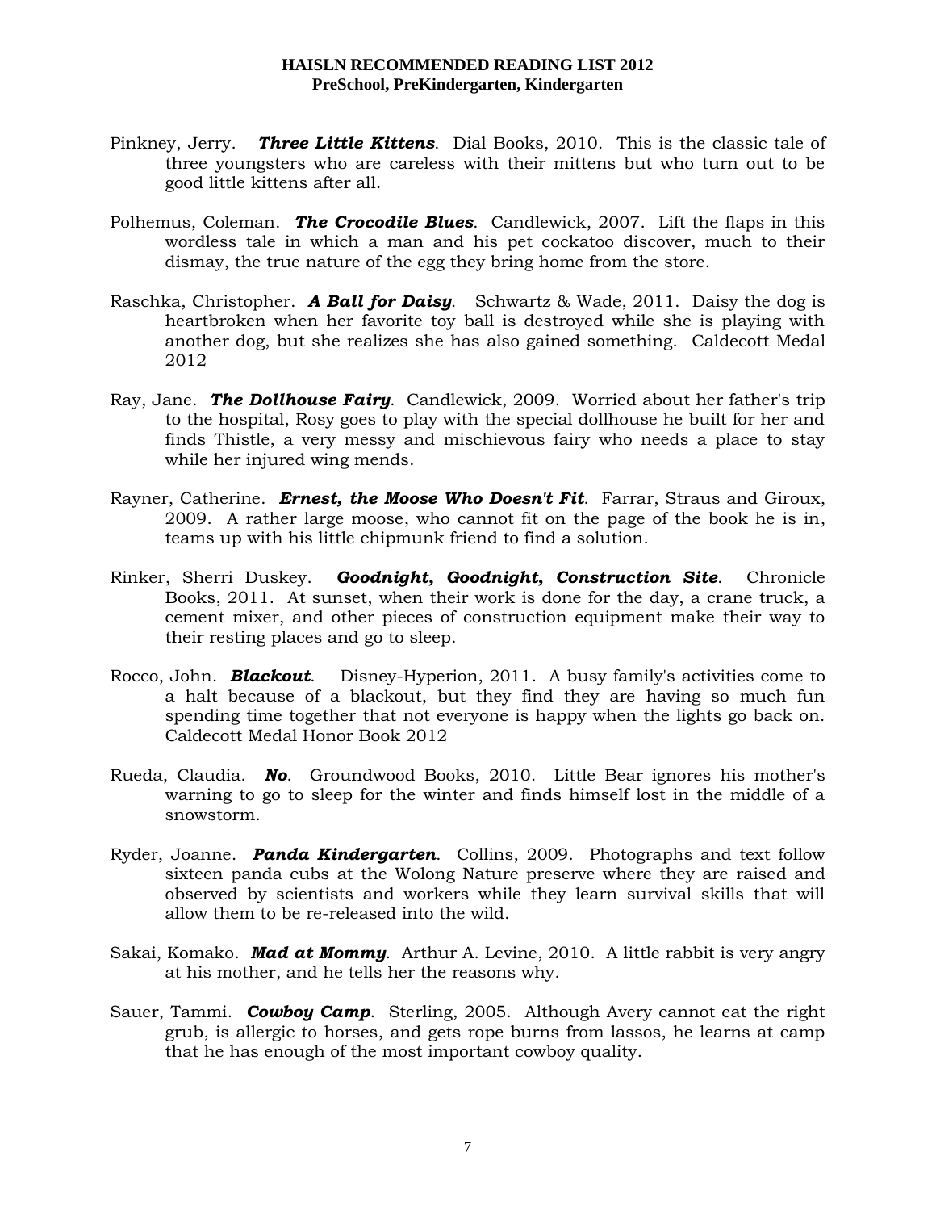Pinkney, Jerry. ***Three Little Kittens***. Dial Books, 2010. This is the classic tale of three youngsters who are careless with their mittens but who turn out to be good little kittens after all.

Polhemus, Coleman. ***The Crocodile Blues***. Candlewick, 2007. Lift the flaps in this wordless tale in which a man and his pet cockatoo discover, much to their dismay, the true nature of the egg they bring home from the store.

Raschka, Christopher. ***A Ball for Daisy***. Schwartz & Wade, 2011. Daisy the dog is heartbroken when her favorite toy ball is destroyed while she is playing with another dog, but she realizes she has also gained something. Caldecott Medal 2012

Ray, Jane. ***The Dollhouse Fairy***. Candlewick, 2009. Worried about her father's trip to the hospital, Rosy goes to play with the special dollhouse he built for her and finds Thistle, a very messy and mischievous fairy who needs a place to stay while her injured wing mends.

Rayner, Catherine. ***Ernest, the Moose Who Doesn't Fit***. Farrar, Straus and Giroux, 2009. A rather large moose, who cannot fit on the page of the book he is in, teams up with his little chipmunk friend to find a solution.

Rinker, Sherri Duskey. ***Goodnight, Goodnight, Construction Site***. Chronicle Books, 2011. At sunset, when their work is done for the day, a crane truck, a cement mixer, and other pieces of construction equipment make their way to their resting places and go to sleep.

Rocco, John. ***Blackout***. Disney-Hyperion, 2011. A busy family's activities come to a halt because of a blackout, but they find they are having so much fun spending time together that not everyone is happy when the lights go back on. Caldecott Medal Honor Book 2012

Rueda, Claudia. ***No***. Groundwood Books, 2010. Little Bear ignores his mother's warning to go to sleep for the winter and finds himself lost in the middle of a snowstorm.

Ryder, Joanne. ***Panda Kindergarten***. Collins, 2009. Photographs and text follow sixteen panda cubs at the Wolong Nature preserve where they are raised and observed by scientists and workers while they learn survival skills that will allow them to be re-released into the wild.

Sakai, Komako. ***Mad at Mommy***. Arthur A. Levine, 2010. A little rabbit is very angry at his mother, and he tells her the reasons why.

Sauer, Tammi. ***Cowboy Camp***. Sterling, 2005. Although Avery cannot eat the right grub, is allergic to horses, and gets rope burns from lassos, he learns at camp that he has enough of the most important cowboy quality.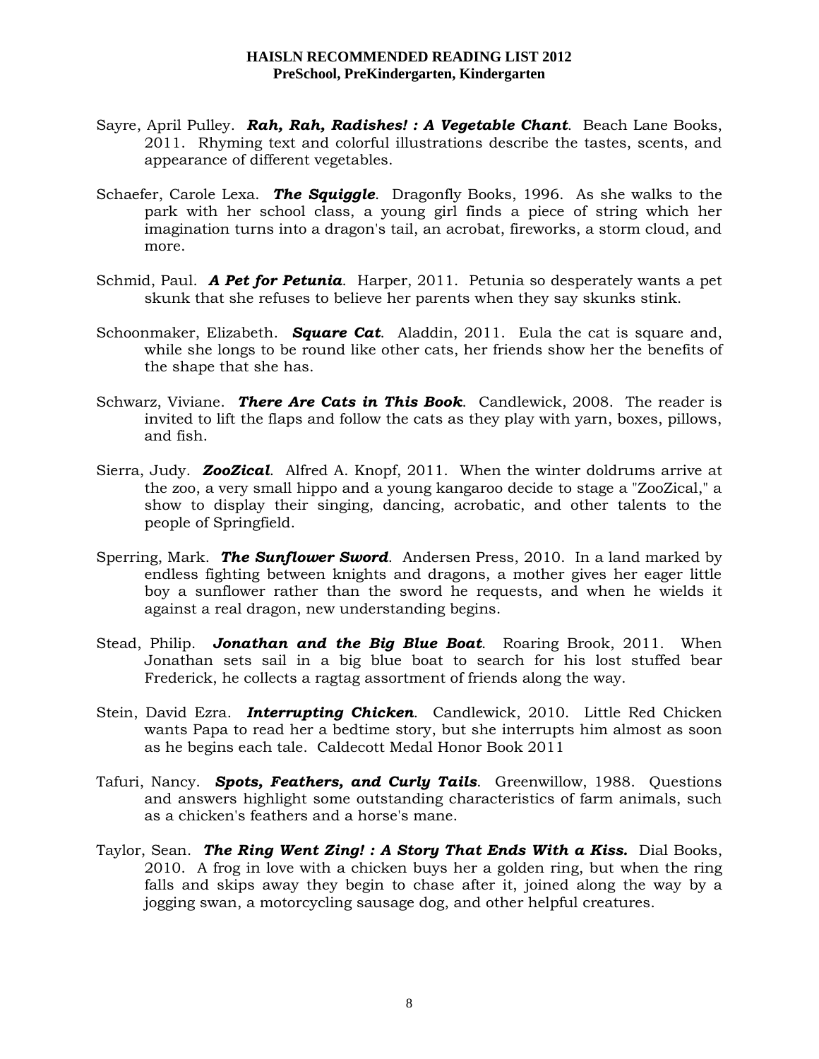Sayre, April Pulley. ***Rah, Rah, Radishes! : A Vegetable Chant***. Beach Lane Books, 2011. Rhyming text and colorful illustrations describe the tastes, scents, and appearance of different vegetables.

Schaefer, Carole Lexa. ***The Squiggle***. Dragonfly Books, 1996. As she walks to the park with her school class, a young girl finds a piece of string which her imagination turns into a dragon's tail, an acrobat, fireworks, a storm cloud, and more.

Schmid, Paul. ***A Pet for Petunia***. Harper, 2011. Petunia so desperately wants a pet skunk that she refuses to believe her parents when they say skunks stink.

Schoonmaker, Elizabeth. ***Square Cat***. Aladdin, 2011. Eula the cat is square and, while she longs to be round like other cats, her friends show her the benefits of the shape that she has.

Schwarz, Viviane. ***There Are Cats in This Book***. Candlewick, 2008. The reader is invited to lift the flaps and follow the cats as they play with yarn, boxes, pillows, and fish.

Sierra, Judy. ***ZooZical***. Alfred A. Knopf, 2011. When the winter doldrums arrive at the zoo, a very small hippo and a young kangaroo decide to stage a "ZooZical," a show to display their singing, dancing, acrobatic, and other talents to the people of Springfield.

Sperring, Mark. ***The Sunflower Sword***. Andersen Press, 2010. In a land marked by endless fighting between knights and dragons, a mother gives her eager little boy a sunflower rather than the sword he requests, and when he wields it against a real dragon, new understanding begins.

Stead, Philip. ***Jonathan and the Big Blue Boat***. Roaring Brook, 2011. When Jonathan sets sail in a big blue boat to search for his lost stuffed bear Frederick, he collects a ragtag assortment of friends along the way.

Stein, David Ezra. ***Interrupting Chicken***. Candlewick, 2010. Little Red Chicken wants Papa to read her a bedtime story, but she interrupts him almost as soon as he begins each tale. Caldecott Medal Honor Book 2011

Tafuri, Nancy. ***Spots, Feathers, and Curly Tails***. Greenwillow, 1988. Questions and answers highlight some outstanding characteristics of farm animals, such as a chicken's feathers and a horse's mane.

Taylor, Sean. ***The Ring Went Zing! : A Story That Ends With a Kiss.*** Dial Books, 2010. A frog in love with a chicken buys her a golden ring, but when the ring falls and skips away they begin to chase after it, joined along the way by a jogging swan, a motorcycling sausage dog, and other helpful creatures.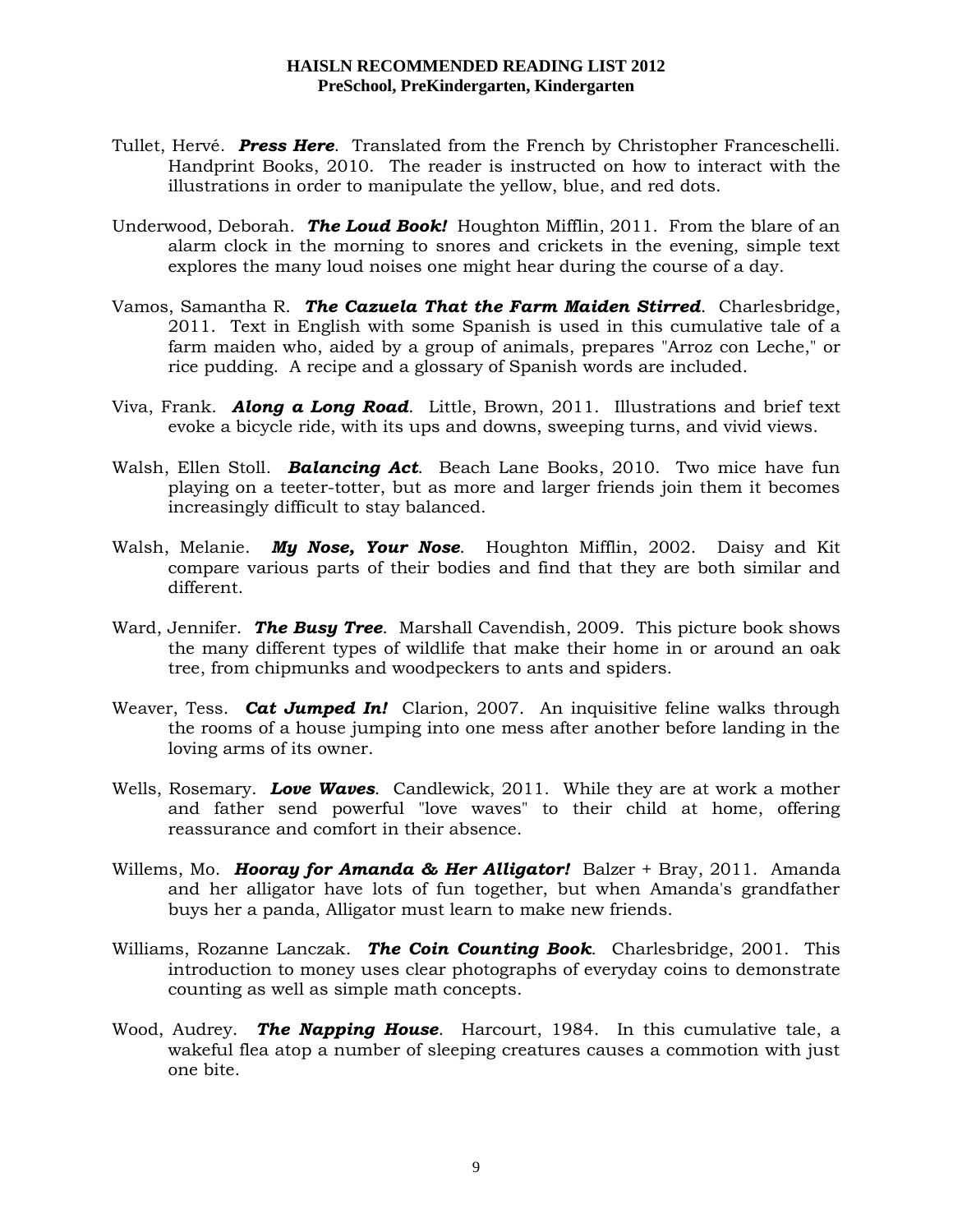# HAISLN RECOMMENDED READING LIST 2012
## PreSchool, PreKindergarten, Kindergarten

Tullet, Hervé. ***Press Here***. Translated from the French by Christopher Franceschelli. Handprint Books, 2010. The reader is instructed on how to interact with the illustrations in order to manipulate the yellow, blue, and red dots.

Underwood, Deborah. ***The Loud Book!*** Houghton Mifflin, 2011. From the blare of an alarm clock in the morning to snores and crickets in the evening, simple text explores the many loud noises one might hear during the course of a day.

Vamos, Samantha R. ***The Cazuela That the Farm Maiden Stirred***. Charlesbridge, 2011. Text in English with some Spanish is used in this cumulative tale of a farm maiden who, aided by a group of animals, prepares "Arroz con Leche," or rice pudding. A recipe and a glossary of Spanish words are included.

Viva, Frank. ***Along a Long Road***. Little, Brown, 2011. Illustrations and brief text evoke a bicycle ride, with its ups and downs, sweeping turns, and vivid views.

Walsh, Ellen Stoll. ***Balancing Act***. Beach Lane Books, 2010. Two mice have fun playing on a teeter-totter, but as more and larger friends join them it becomes increasingly difficult to stay balanced.

Walsh, Melanie. ***My Nose, Your Nose***. Houghton Mifflin, 2002. Daisy and Kit compare various parts of their bodies and find that they are both similar and different.

Ward, Jennifer. ***The Busy Tree***. Marshall Cavendish, 2009. This picture book shows the many different types of wildlife that make their home in or around an oak tree, from chipmunks and woodpeckers to ants and spiders.

Weaver, Tess. ***Cat Jumped In!*** Clarion, 2007. An inquisitive feline walks through the rooms of a house jumping into one mess after another before landing in the loving arms of its owner.

Wells, Rosemary. ***Love Waves***. Candlewick, 2011. While they are at work a mother and father send powerful "love waves" to their child at home, offering reassurance and comfort in their absence.

Willems, Mo. ***Hooray for Amanda & Her Alligator!*** Balzer + Bray, 2011. Amanda and her alligator have lots of fun together, but when Amanda's grandfather buys her a panda, Alligator must learn to make new friends.

Williams, Rozanne Lanczak. ***The Coin Counting Book***. Charlesbridge, 2001. This introduction to money uses clear photographs of everyday coins to demonstrate counting as well as simple math concepts.

Wood, Audrey. ***The Napping House***. Harcourt, 1984. In this cumulative tale, a wakeful flea atop a number of sleeping creatures causes a commotion with just one bite.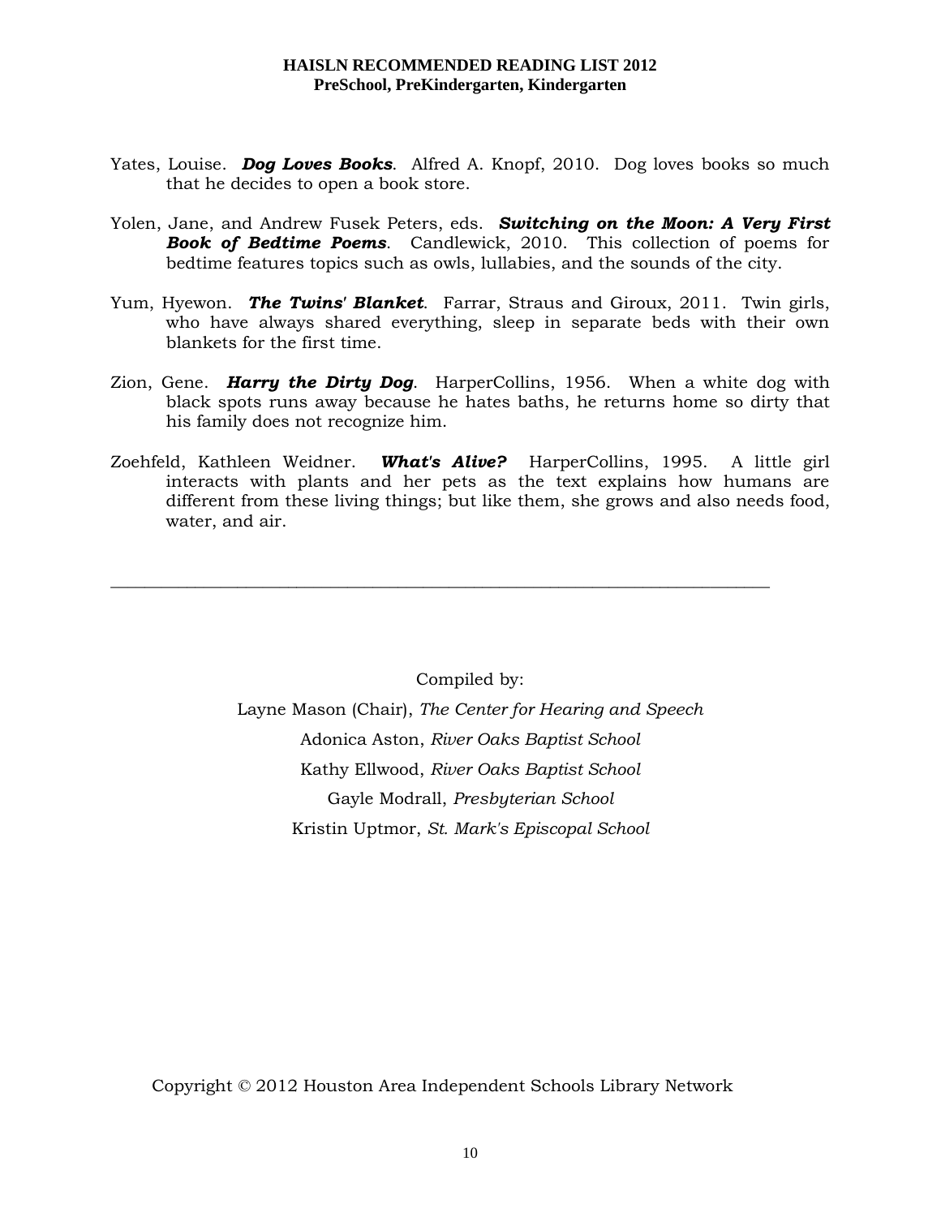Yates, Louise. ***Dog Loves Books***. Alfred A. Knopf, 2010. Dog loves books so much that he decides to open a book store.

Yolen, Jane, and Andrew Fusek Peters, eds. ***Switching on the Moon: A Very First Book of Bedtime Poems***. Candlewick, 2010. This collection of poems for bedtime features topics such as owls, lullabies, and the sounds of the city.

Yum, Hyewon. ***The Twins' Blanket***. Farrar, Straus and Giroux, 2011. Twin girls, who have always shared everything, sleep in separate beds with their own blankets for the first time.

Zion, Gene. ***Harry the Dirty Dog***. HarperCollins, 1956. When a white dog with black spots runs away because he hates baths, he returns home so dirty that his family does not recognize him.

Zoehfeld, Kathleen Weidner. ***What's Alive?*** HarperCollins, 1995. A little girl interacts with plants and her pets as the text explains how humans are different from these living things; but like them, she grows and also needs food, water, and air.

---

Compiled by:

Layne Mason (Chair), *The Center for Hearing and Speech*

Adonica Aston, *River Oaks Baptist School*

Kathy Ellwood, *River Oaks Baptist School*

Gayle Modrall, *Presbyterian School*

Kristin Uptmor, *St. Mark's Episcopal School*

Copyright © 2012 Houston Area Independent Schools Library Network